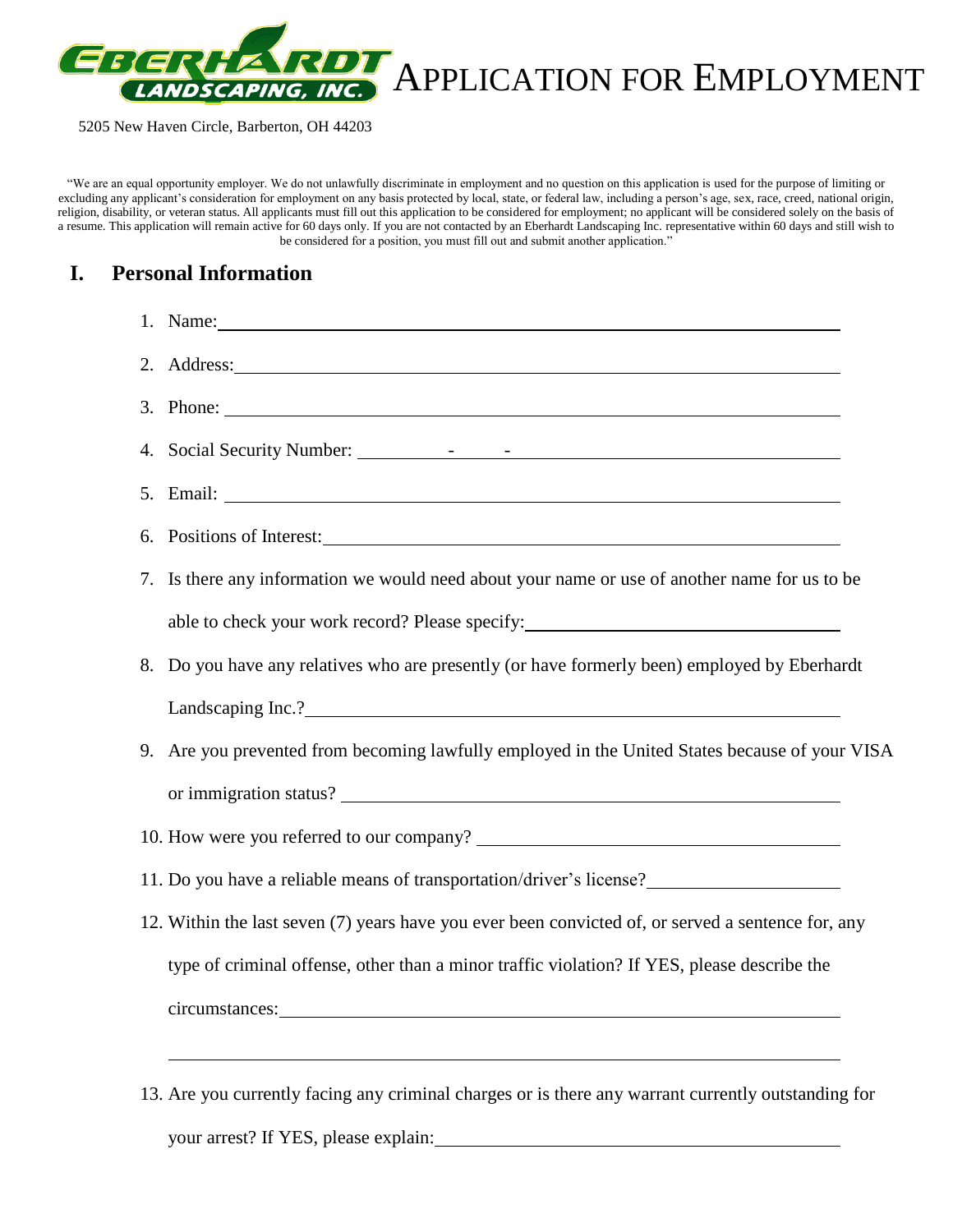# APPLICATION FOR EMPLOYMENT

Eberhardt Landscaping, Inc.

5205 New Haven Circle, Barberton, OH 44203

"We are an equal opportunity employer. We do not unlawfully discriminate in employment and no question on this application is used for the purpose of limiting or excluding any applicant's consideration for employment on any basis protected by local, state, or federal law, including a person's age, sex, race, creed, national origin, religion, disability, or veteran status. All applicants must fill out this application to be considered for employment; no applicant will be considered solely on the basis of a resume. This application will remain active for 60 days only. If you are not contacted by an Eberhardt Landscaping Inc. representative within 60 days and still wish to be considered for a position, you must fill out and submit another application."

## I. Personal Information

1. Name: ______________________________
2. Address: ______________________________
3. Phone: ______________________________
4. Social Security Number: _______ - _____ - ______________________________
5. Email: ______________________________
6. Positions of Interest: ______________________________
7. Is there any information we would need about your name or use of another name for us to be able to check your work record? Please specify: ______________________________
8. Do you have any relatives who are presently (or have formerly been) employed by Eberhardt Landscaping Inc.? ______________________________
9. Are you prevented from becoming lawfully employed in the United States because of your VISA or immigration status? ______________________________
10. How were you referred to our company? ______________________________
11. Do you have a reliable means of transportation/driver's license? ______________________________
12. Within the last seven (7) years have you ever been convicted of, or served a sentence for, any type of criminal offense, other than a minor traffic violation? If YES, please describe the circumstances: ______________________________

    ______________________________
13. Are you currently facing any criminal charges or is there any warrant currently outstanding for your arrest? If YES, please explain: ______________________________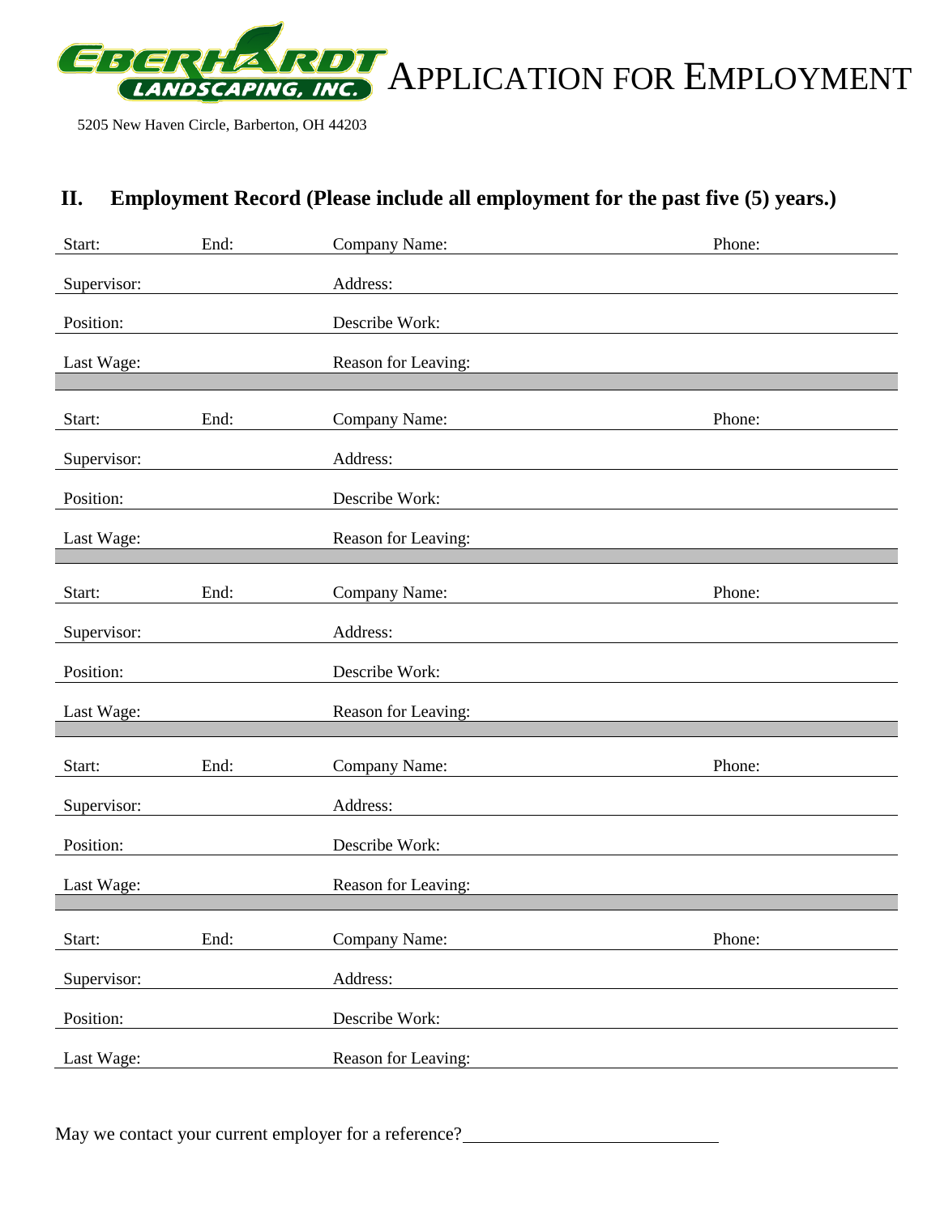EBERHARDT LANDSCAPING, INC. APPLICATION FOR EMPLOYMENT

5205 New Haven Circle, Barberton, OH 44203

## II. Employment Record (Please include all employment for the past five (5) years.)

Start: ______ End: ______ Company Name: ____________________ Phone: ____________

Supervisor: ____________ Address: ________________________________

Position: ____________ Describe Work: ________________________________

Last Wage: ____________ Reason for Leaving: ________________________________

---

Start: ______ End: ______ Company Name: ____________________ Phone: ____________

Supervisor: ____________ Address: ________________________________

Position: ____________ Describe Work: ________________________________

Last Wage: ____________ Reason for Leaving: ________________________________

---

Start: ______ End: ______ Company Name: ____________________ Phone: ____________

Supervisor: ____________ Address: ________________________________

Position: ____________ Describe Work: ________________________________

Last Wage: ____________ Reason for Leaving: ________________________________

---

Start: ______ End: ______ Company Name: ____________________ Phone: ____________

Supervisor: ____________ Address: ________________________________

Position: ____________ Describe Work: ________________________________

Last Wage: ____________ Reason for Leaving: ________________________________

---

Start: ______ End: ______ Company Name: ____________________ Phone: ____________

Supervisor: ____________ Address: ________________________________

Position: ____________ Describe Work: ________________________________

Last Wage: ____________ Reason for Leaving: ________________________________

May we contact your current employer for a reference? ____________________________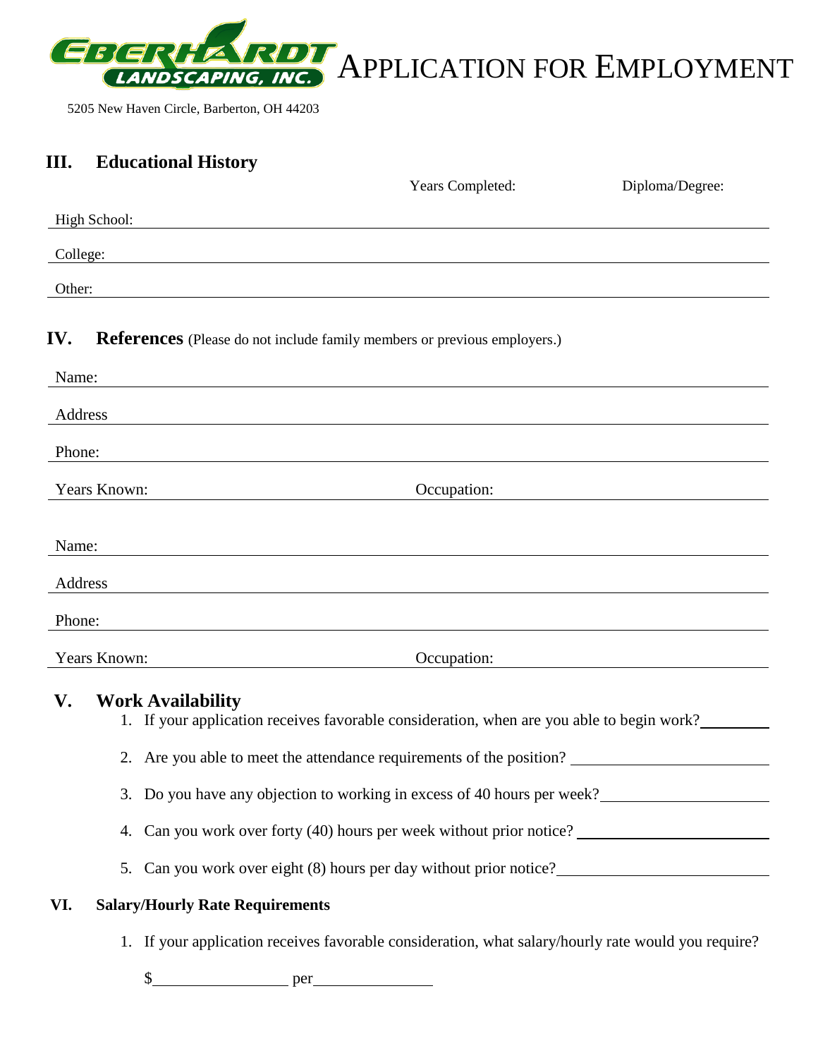# APPLICATION FOR EMPLOYMENT

5205 New Haven Circle, Barberton, OH 44203

## III. Educational History

| | Years Completed: | Diploma/Degree: |
|---|---|---|
| High School: | | |
| College: | | |
| Other: | | |

## IV. References (Please do not include family members or previous employers.)

Name: ______________________________

Address ______________________________

Phone: ______________________________

Years Known: ____________________ Occupation: ____________________

Name: ______________________________

Address ______________________________

Phone: ______________________________

Years Known: ____________________ Occupation: ____________________

## V. Work Availability

1. If your application receives favorable consideration, when are you able to begin work? ________
2. Are you able to meet the attendance requirements of the position? ____________________
3. Do you have any objection to working in excess of 40 hours per week? ____________________
4. Can you work over forty (40) hours per week without prior notice? ____________________
5. Can you work over eight (8) hours per day without prior notice? ____________________

## VI. Salary/Hourly Rate Requirements

1. If your application receives favorable consideration, what salary/hourly rate would you require?

   $______________ per______________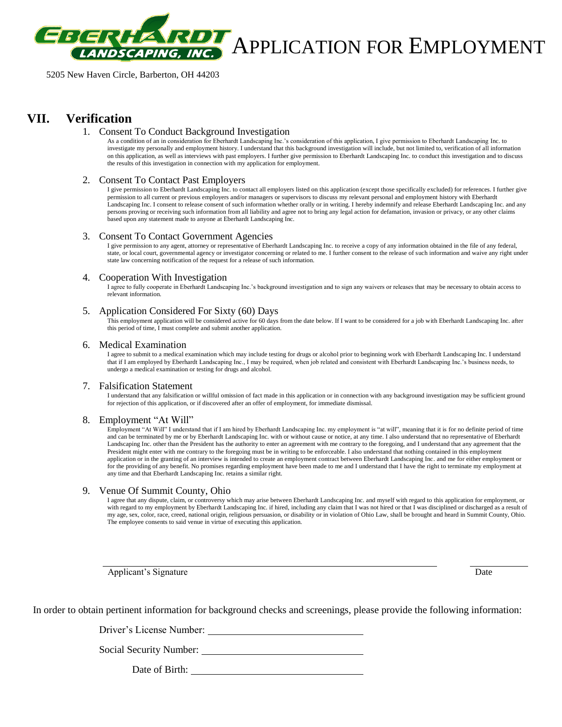# APPLICATION FOR EMPLOYMENT

5205 New Haven Circle, Barberton, OH 44203

## VII. Verification

### 1. Consent To Conduct Background Investigation

As a condition of an in consideration for Eberhardt Landscaping Inc.'s consideration of this application, I give permission to Eberhardt Landscaping Inc. to investigate my personally and employment history. I understand that this background investigation will include, but not limited to, verification of all information on this application, as well as interviews with past employers. I further give permission to Eberhardt Landscaping Inc. to conduct this investigation and to discuss the results of this investigation in connection with my application for employment.

### 2. Consent To Contact Past Employers

I give permission to Eberhardt Landscaping Inc. to contact all employers listed on this application (except those specifically excluded) for references. I further give permission to all current or previous employers and/or managers or supervisors to discuss my relevant personal and employment history with Eberhardt Landscaping Inc. I consent to release consent of such information whether orally or in writing. I hereby indemnify and release Eberhardt Landscaping Inc. and any persons proving or receiving such information from all liability and agree not to bring any legal action for defamation, invasion or privacy, or any other claims based upon any statement made to anyone at Eberhardt Landscaping Inc.

### 3. Consent To Contact Government Agencies

I give permission to any agent, attorney or representative of Eberhardt Landscaping Inc. to receive a copy of any information obtained in the file of any federal, state, or local court, governmental agency or investigator concerning or related to me. I further consent to the release of such information and waive any right under state law concerning notification of the request for a release of such information.

### 4. Cooperation With Investigation

I agree to fully cooperate in Eberhardt Landscaping Inc.'s background investigation and to sign any waivers or releases that may be necessary to obtain access to relevant information.

### 5. Application Considered For Sixty (60) Days

This employment application will be considered active for 60 days from the date below. If I want to be considered for a job with Eberhardt Landscaping Inc. after this period of time, I must complete and submit another application.

### 6. Medical Examination

I agree to submit to a medical examination which may include testing for drugs or alcohol prior to beginning work with Eberhardt Landscaping Inc. I understand that if I am employed by Eberhardt Landscaping Inc., I may be required, when job related and consistent with Eberhardt Landscaping Inc.'s business needs, to undergo a medical examination or testing for drugs and alcohol.

### 7. Falsification Statement

I understand that any falsification or willful omission of fact made in this application or in connection with any background investigation may be sufficient ground for rejection of this application, or if discovered after an offer of employment, for immediate dismissal.

### 8. Employment "At Will"

Employment "At Will" I understand that if I am hired by Eberhardt Landscaping Inc. my employment is "at will", meaning that it is for no definite period of time and can be terminated by me or by Eberhardt Landscaping Inc. with or without cause or notice, at any time. I also understand that no representative of Eberhardt Landscaping Inc. other than the President has the authority to enter an agreement with me contrary to the foregoing, and I understand that any agreement that the President might enter with me contrary to the foregoing must be in writing to be enforceable. I also understand that nothing contained in this employment application or in the granting of an interview is intended to create an employment contract between Eberhardt Landscaping Inc. and me for either employment or for the providing of any benefit. No promises regarding employment have been made to me and I understand that I have the right to terminate my employment at any time and that Eberhardt Landscaping Inc. retains a similar right.

### 9. Venue Of Summit County, Ohio

I agree that any dispute, claim, or controversy which may arise between Eberhardt Landscaping Inc. and myself with regard to this application for employment, or with regard to my employment by Eberhardt Landscaping Inc. if hired, including any claim that I was not hired or that I was disciplined or discharged as a result of my age, sex, color, race, creed, national origin, religious persuasion, or disability or in violation of Ohio Law, shall be brought and heard in Summit County, Ohio. The employee consents to said venue in virtue of executing this application.

Applicant's Signature ______________________ Date __________

In order to obtain pertinent information for background checks and screenings, please provide the following information:

Driver's License Number: ______________________

Social Security Number: ______________________

Date of Birth: ______________________